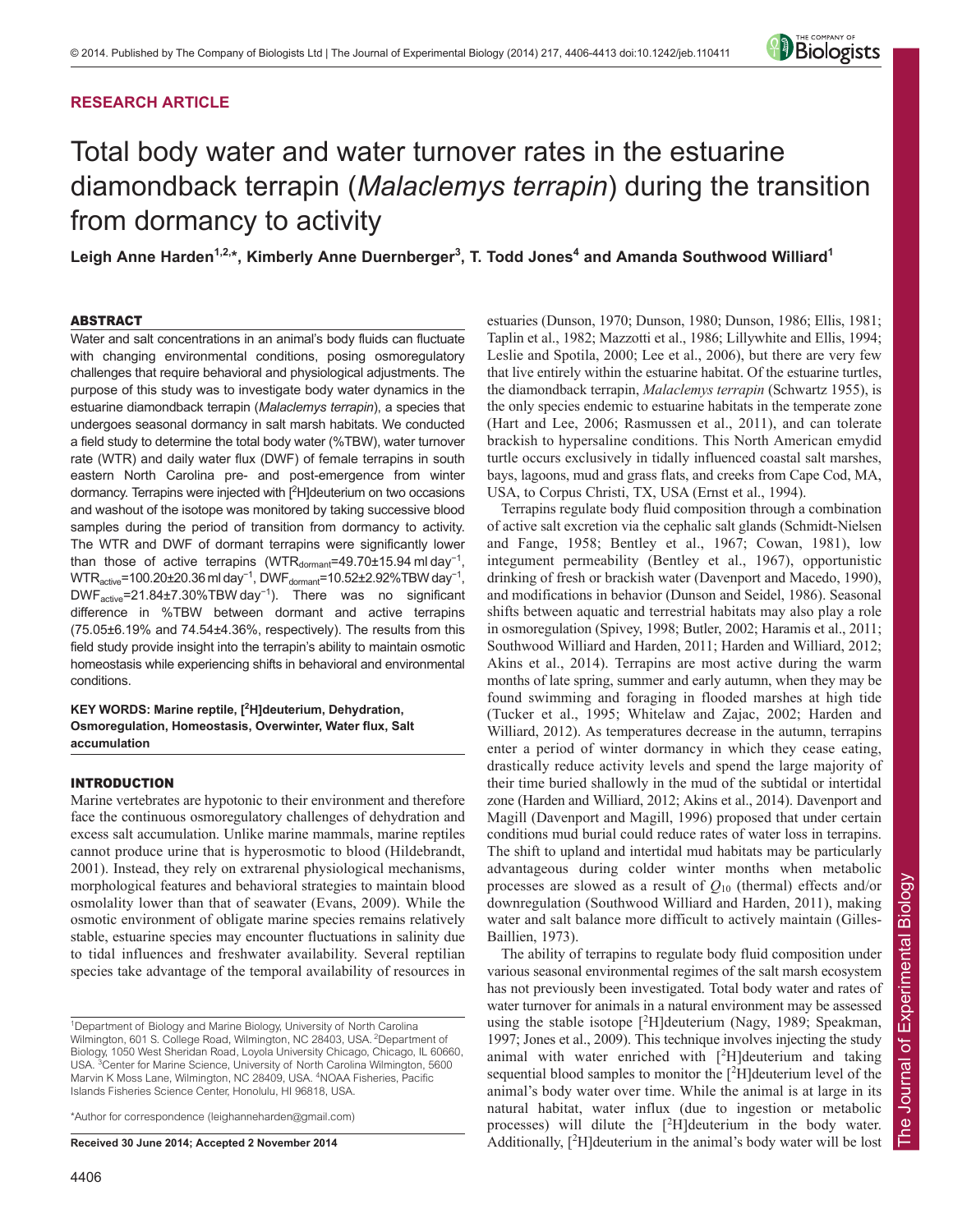RESEARCH ARTICLE

# Total body water and water turnover rates in the estuarine diamondback terrapin (*Malaclemys terrapin*) during the transition from dormancy to activity

**Leigh Anne Harden[1,2,*], Kimberly Anne Duernberger[3], T. Todd Jones[4] and Amanda Southwood Williard[1]**

## ABSTRACT

Water and salt concentrations in an animal's body fluids can fluctuate with changing environmental conditions, posing osmoregulatory challenges that require behavioral and physiological adjustments. The purpose of this study was to investigate body water dynamics in the estuarine diamondback terrapin (*Malaclemys terrapin*), a species that undergoes seasonal dormancy in salt marsh habitats. We conducted a field study to determine the total body water (%TBW), water turnover rate (WTR) and daily water flux (DWF) of female terrapins in south eastern North Carolina pre- and post-emergence from winter dormancy. Terrapins were injected with [$^2$H]deuterium on two occasions and washout of the isotope was monitored by taking successive blood samples during the period of transition from dormancy to activity. The WTR and DWF of dormant terrapins were significantly lower than those of active terrapins (WTR$_{dormant}$=49.70±15.94 ml day$^{-1}$, WTR$_{active}$=100.20±20.36 ml day$^{-1}$, DWF$_{dormant}$=10.52±2.92%TBW day$^{-1}$, DWF$_{active}$=21.84±7.30%TBW day$^{-1}$). There was no significant difference in %TBW between dormant and active terrapins (75.05±6.19% and 74.54±4.36%, respectively). The results from this field study provide insight into the terrapin's ability to maintain osmotic homeostasis while experiencing shifts in behavioral and environmental conditions.

**KEY WORDS: Marine reptile, [$^2$H]deuterium, Dehydration, Osmoregulation, Homeostasis, Overwinter, Water flux, Salt accumulation**

## INTRODUCTION

Marine vertebrates are hypotonic to their environment and therefore face the continuous osmoregulatory challenges of dehydration and excess salt accumulation. Unlike marine mammals, marine reptiles cannot produce urine that is hyperosmotic to blood (Hildebrandt, 2001). Instead, they rely on extrarenal physiological mechanisms, morphological features and behavioral strategies to maintain blood osmolality lower than that of seawater (Evans, 2009). While the osmotic environment of obligate marine species remains relatively stable, estuarine species may encounter fluctuations in salinity due to tidal influences and freshwater availability. Several reptilian species take advantage of the temporal availability of resources in estuaries (Dunson, 1970; Dunson, 1980; Dunson, 1986; Ellis, 1981; Taplin et al., 1982; Mazzotti et al., 1986; Lillywhite and Ellis, 1994; Leslie and Spotila, 2000; Lee et al., 2006), but there are very few that live entirely within the estuarine habitat. Of the estuarine turtles, the diamondback terrapin, *Malaclemys terrapin* (Schwartz 1955), is the only species endemic to estuarine habitats in the temperate zone (Hart and Lee, 2006; Rasmussen et al., 2011), and can tolerate brackish to hypersaline conditions. This North American emydid turtle occurs exclusively in tidally influenced coastal salt marshes, bays, lagoons, mud and grass flats, and creeks from Cape Cod, MA, USA, to Corpus Christi, TX, USA (Ernst et al., 1994).

Terrapins regulate body fluid composition through a combination of active salt excretion via the cephalic salt glands (Schmidt-Nielsen and Fange, 1958; Bentley et al., 1967; Cowan, 1981), low integument permeability (Bentley et al., 1967), opportunistic drinking of fresh or brackish water (Davenport and Macedo, 1990), and modifications in behavior (Dunson and Seidel, 1986). Seasonal shifts between aquatic and terrestrial habitats may also play a role in osmoregulation (Spivey, 1998; Butler, 2002; Haramis et al., 2011; Southwood Williard and Harden, 2011; Harden and Williard, 2012; Akins et al., 2014). Terrapins are most active during the warm months of late spring, summer and early autumn, when they may be found swimming and foraging in flooded marshes at high tide (Tucker et al., 1995; Whitelaw and Zajac, 2002; Harden and Williard, 2012). As temperatures decrease in the autumn, terrapins enter a period of winter dormancy in which they cease eating, drastically reduce activity levels and spend the large majority of their time buried shallowly in the mud of the subtidal or intertidal zone (Harden and Williard, 2012; Akins et al., 2014). Davenport and Magill (Davenport and Magill, 1996) proposed that under certain conditions mud burial could reduce rates of water loss in terrapins. The shift to upland and intertidal mud habitats may be particularly advantageous during colder winter months when metabolic processes are slowed as a result of $Q_{10}$ (thermal) effects and/or downregulation (Southwood Williard and Harden, 2011), making water and salt balance more difficult to actively maintain (Gilles-Baillien, 1973).

The ability of terrapins to regulate body fluid composition under various seasonal environmental regimes of the salt marsh ecosystem has not previously been investigated. Total body water and rates of water turnover for animals in a natural environment may be assessed using the stable isotope [$^2$H]deuterium (Nagy, 1989; Speakman, 1997; Jones et al., 2009). This technique involves injecting the study animal with water enriched with [$^2$H]deuterium and taking sequential blood samples to monitor the [$^2$H]deuterium level of the animal's body water over time. While the animal is at large in its natural habitat, water influx (due to ingestion or metabolic processes) will dilute the [$^2$H]deuterium in the body water. Additionally, [$^2$H]deuterium in the animal's body water will be lost

[1]Department of Biology and Marine Biology, University of North Carolina Wilmington, 601 S. College Road, Wilmington, NC 28403, USA. [2]Department of Biology, 1050 West Sheridan Road, Loyola University Chicago, Chicago, IL 60660, USA. [3]Center for Marine Science, University of North Carolina Wilmington, 5600 Marvin K Moss Lane, Wilmington, NC 28409, USA. [4]NOAA Fisheries, Pacific Islands Fisheries Science Center, Honolulu, HI 96818, USA.

*Author for correspondence (leighanneharden@gmail.com)

**Received 30 June 2014; Accepted 2 November 2014**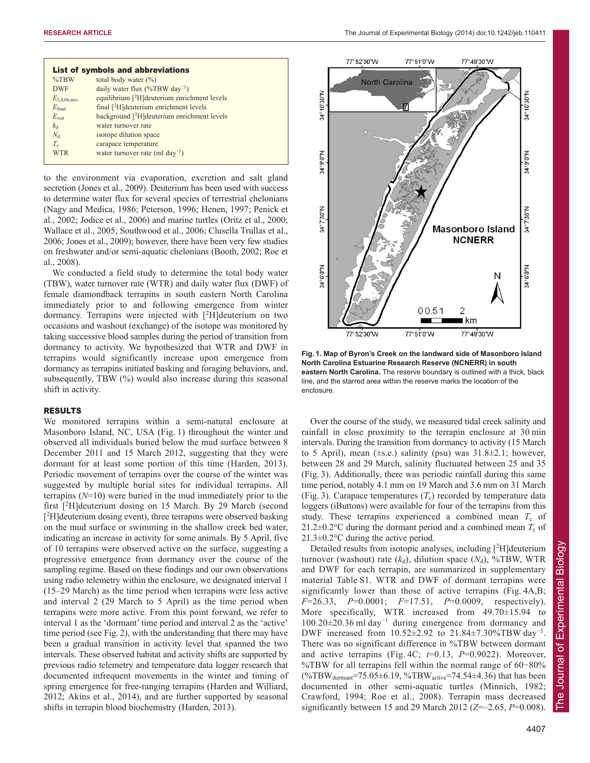**List of symbols and abbreviations**

| | |
|---|---|
| %TBW | total body water (%) |
| DWF | daily water flux (%TBW day$^{-1}$) |
| $E_{2,4,6h,mix}$ | equilibrium [$^2$H]deuterium enrichment levels |
| $E_{final}$ | final [$^2$H]deuterium enrichment levels |
| $E_{wat}$ | background [$^2$H]deuterium enrichment levels |
| $k_d$ | water turnover rate |
| $N_d$ | isotope dilution space |
| $T_c$ | carapace temperature |
| WTR | water turnover rate (ml day$^{-1}$) |

to the environment via evaporation, excretion and salt gland secretion (Jones et al., 2009). Deuterium has been used with success to determine water flux for several species of terrestrial chelonians (Nagy and Medica, 1986; Peterson, 1996; Henen, 1997; Penick et al., 2002; Jodice et al., 2006) and marine turtles (Ortiz et al., 2000; Wallace et al., 2005; Southwood et al., 2006; Clusella Trullas et al., 2006; Jones et al., 2009); however, there have been very few studies on freshwater and/or semi-aquatic chelonians (Booth, 2002; Roe et al., 2008).

We conducted a field study to determine the total body water (TBW), water turnover rate (WTR) and daily water flux (DWF) of female diamondback terrapins in south eastern North Carolina immediately prior to and following emergence from winter dormancy. Terrapins were injected with [$^2$H]deuterium on two occasions and washout (exchange) of the isotope was monitored by taking successive blood samples during the period of transition from dormancy to activity. We hypothesized that WTR and DWF in terrapins would significantly increase upon emergence from dormancy as terrapins initiated basking and foraging behaviors, and, subsequently, TBW (%) would also increase during this seasonal shift in activity.

## RESULTS

We monitored terrapins within a semi-natural enclosure at Masonboro Island, NC, USA (Fig. 1) throughout the winter and observed all individuals buried below the mud surface between 8 December 2011 and 15 March 2012, suggesting that they were dormant for at least some portion of this time (Harden, 2013). Periodic movement of terrapins over the course of the winter was suggested by multiple burial sites for individual terrapins. All terrapins ($N$=10) were buried in the mud immediately prior to the first [$^2$H]deuterium dosing on 15 March. By 29 March (second [$^2$H]deuterium dosing event), three terrapins were observed basking on the mud surface or swimming in the shallow creek bed water, indicating an increase in activity for some animals. By 5 April, five of 10 terrapins were observed active on the surface, suggesting a progressive emergence from dormancy over the course of the sampling regime. Based on these findings and our own observations using radio telemetry within the enclosure, we designated interval 1 (15–29 March) as the time period when terrapins were less active and interval 2 (29 March to 5 April) as the time period when terrapins were more active. From this point forward, we refer to interval 1 as the 'dormant' time period and interval 2 as the 'active' time period (see Fig. 2), with the understanding that there may have been a gradual transition in activity level that spanned the two intervals. These observed habitat and activity shifts are supported by previous radio telemetry and temperature data logger research that documented infrequent movements in the winter and timing of spring emergence for free-ranging terrapins (Harden and Williard, 2012; Akins et al., 2014), and are further supported by seasonal shifts in terrapin blood biochemistry (Harden, 2013).

**Fig. 1. Map of Byron's Creek on the landward side of Masonboro Island North Carolina Estuarine Research Reserve (NCNERR) in south eastern North Carolina.** The reserve boundary is outlined with a thick, black line, and the starred area within the reserve marks the location of the enclosure.

Over the course of the study, we measured tidal creek salinity and rainfall in close proximity to the terrapin enclosure at 30 min intervals. During the transition from dormancy to activity (15 March to 5 April), mean (±s.e.) salinity (psu) was 31.8±2.1; however, between 28 and 29 March, salinity fluctuated between 25 and 35 (Fig. 3). Additionally, there was periodic rainfall during this same time period, notably 4.1 mm on 19 March and 3.6 mm on 31 March (Fig. 3). Carapace temperatures ($T_c$) recorded by temperature data loggers (iButtons) were available for four of the terrapins from this study. These terrapins experienced a combined mean $T_c$ of 21.2±0.2°C during the dormant period and a combined mean $T_c$ of 21.3±0.2°C during the active period.

Detailed results from isotopic analyses, including [$^2$H]deuterium turnover (washout) rate ($k_d$), dilution space ($N_d$), %TBW, WTR and DWF for each terrapin, are summarized in supplementary material Table S1. WTR and DWF of dormant terrapins were significantly lower than those of active terrapins (Fig. 4A,B; $F$=26.33, $P$=0.0001; $F$=17.51, $P$=0.0009, respectively). More specifically, WTR increased from 49.70±15.94 to 100.20±20.36 ml day$^{-1}$ during emergence from dormancy and DWF increased from 10.52±2.92 to 21.84±7.30%TBW day$^{-1}$. There was no significant difference in %TBW between dormant and active terrapins (Fig. 4C; $t$=0.13, $P$=0.9022). Moreover, %TBW for all terrapins fell within the normal range of 60−80% (%TBW$_{dormant}$=75.05±6.19, %TBW$_{active}$=74.54±4.36) that has been documented in other semi-aquatic turtles (Minnich, 1982; Crawford, 1994; Roe et al., 2008). Terrapin mass decreased significantly between 15 and 29 March 2012 ($Z$=−2.65, $P$=0.008).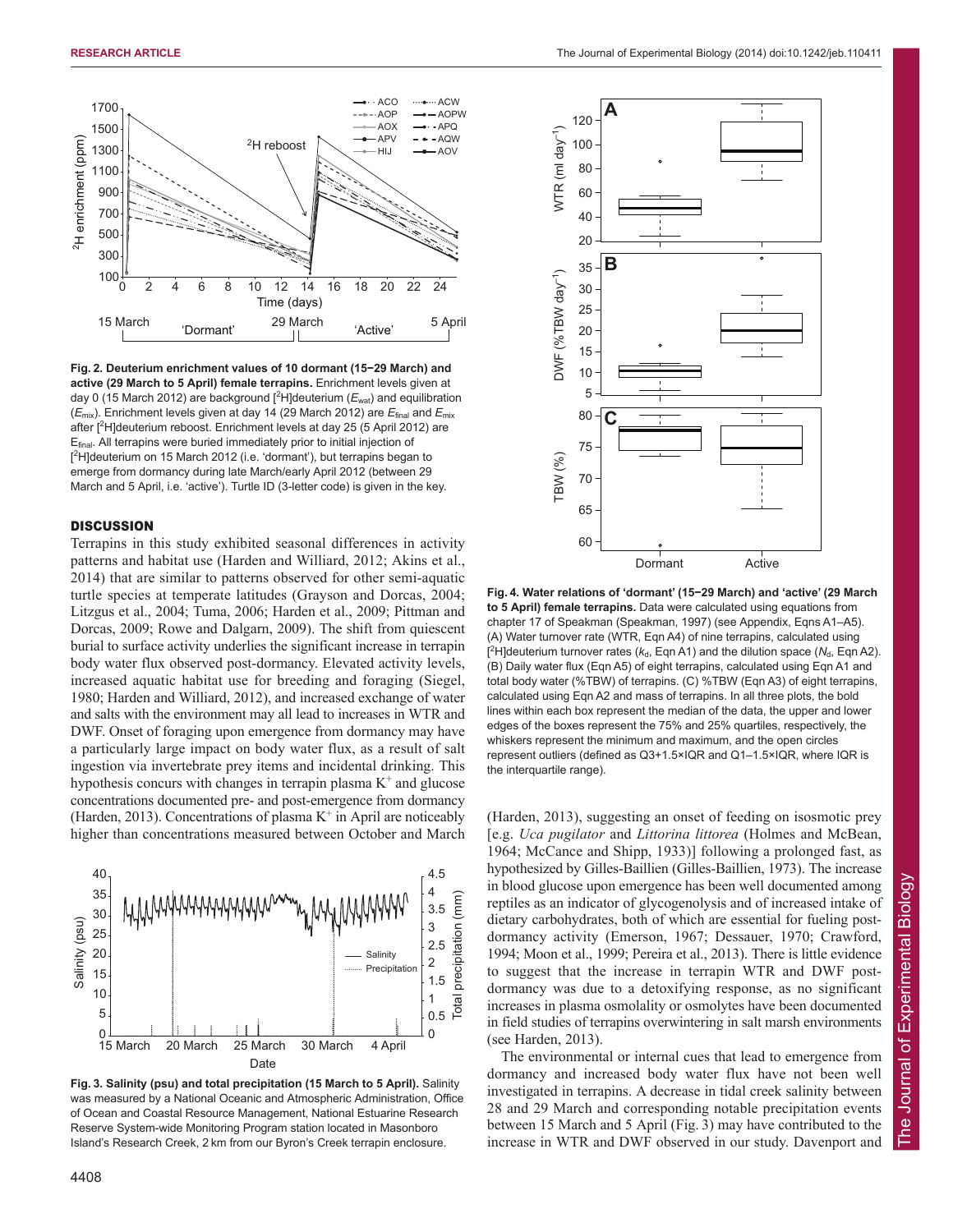**Fig. 2. Deuterium enrichment values of 10 dormant (15–29 March) and active (29 March to 5 April) female terrapins.** Enrichment levels given at day 0 (15 March 2012) are background [$^2$H]deuterium ($E_{wat}$) and equilibration ($E_{mix}$). Enrichment levels given at day 14 (29 March 2012) are $E_{final}$ and $E_{mix}$ after [$^2$H]deuterium reboost. Enrichment levels at day 25 (5 April 2012) are $E_{final}$. All terrapins were buried immediately prior to initial injection of [$^2$H]deuterium on 15 March 2012 (i.e. 'dormant'), but terrapins began to emerge from dormancy during late March/early April 2012 (between 29 March and 5 April, i.e. 'active'). Turtle ID (3-letter code) is given in the key.

## DISCUSSION

Terrapins in this study exhibited seasonal differences in activity patterns and habitat use (Harden and Williard, 2012; Akins et al., 2014) that are similar to patterns observed for other semi-aquatic turtle species at temperate latitudes (Grayson and Dorcas, 2004; Litzgus et al., 2004; Tuma, 2006; Harden et al., 2009; Pittman and Dorcas, 2009; Rowe and Dalgarn, 2009). The shift from quiescent burial to surface activity underlies the significant increase in terrapin body water flux observed post-dormancy. Elevated activity levels, increased aquatic habitat use for breeding and foraging (Siegel, 1980; Harden and Williard, 2012), and increased exchange of water and salts with the environment may all lead to increases in WTR and DWF. Onset of foraging upon emergence from dormancy may have a particularly large impact on body water flux, as a result of salt ingestion via invertebrate prey items and incidental drinking. This hypothesis concurs with changes in terrapin plasma $K^+$ and glucose concentrations documented pre- and post-emergence from dormancy (Harden, 2013). Concentrations of plasma $K^+$ in April are noticeably higher than concentrations measured between October and March (Harden, 2013), suggesting an onset of feeding on isosmotic prey [e.g. *Uca pugilator* and *Littorina littorea* (Holmes and McBean, 1964; McCance and Shipp, 1933)] following a prolonged fast, as hypothesized by Gilles-Baillien (Gilles-Baillien, 1973). The increase in blood glucose upon emergence has been well documented among reptiles as an indicator of glycogenolysis and of increased intake of dietary carbohydrates, both of which are essential for fueling post-dormancy activity (Emerson, 1967; Dessauer, 1970; Crawford, 1994; Moon et al., 1999; Pereira et al., 2013). There is little evidence to suggest that the increase in terrapin WTR and DWF post-dormancy was due to a detoxifying response, as no significant increases in plasma osmolality or osmolytes have been documented in field studies of terrapins overwintering in salt marsh environments (see Harden, 2013).

The environmental or internal cues that lead to emergence from dormancy and increased body water flux have not been well investigated in terrapins. A decrease in tidal creek salinity between 28 and 29 March and corresponding notable precipitation events between 15 March and 5 April (Fig. 3) may have contributed to the increase in WTR and DWF observed in our study. Davenport and

**Fig. 3. Salinity (psu) and total precipitation (15 March to 5 April).** Salinity was measured by a National Oceanic and Atmospheric Administration, Office of Ocean and Coastal Resource Management, National Estuarine Research Reserve System-wide Monitoring Program station located in Masonboro Island's Research Creek, 2 km from our Byron's Creek terrapin enclosure.

**Fig. 4. Water relations of 'dormant' (15–29 March) and 'active' (29 March to 5 April) female terrapins.** Data were calculated using equations from chapter 17 of Speakman (Speakman, 1997) (see Appendix, Eqns A1–A5). (A) Water turnover rate (WTR, Eqn A4) of nine terrapins, calculated using [$^2$H]deuterium turnover rates ($k_d$, Eqn A1) and the dilution space ($N_d$, Eqn A2). (B) Daily water flux (Eqn A5) of eight terrapins, calculated using Eqn A1 and total body water (%TBW) of terrapins. (C) %TBW (Eqn A3) of eight terrapins, calculated using Eqn A2 and mass of terrapins. In all three plots, the bold lines within each box represent the median of the data, the upper and lower edges of the boxes represent the 75% and 25% quartiles, respectively, the whiskers represent the minimum and maximum, and the open circles represent outliers (defined as Q3+1.5×IQR and Q1–1.5×IQR, where IQR is the interquartile range).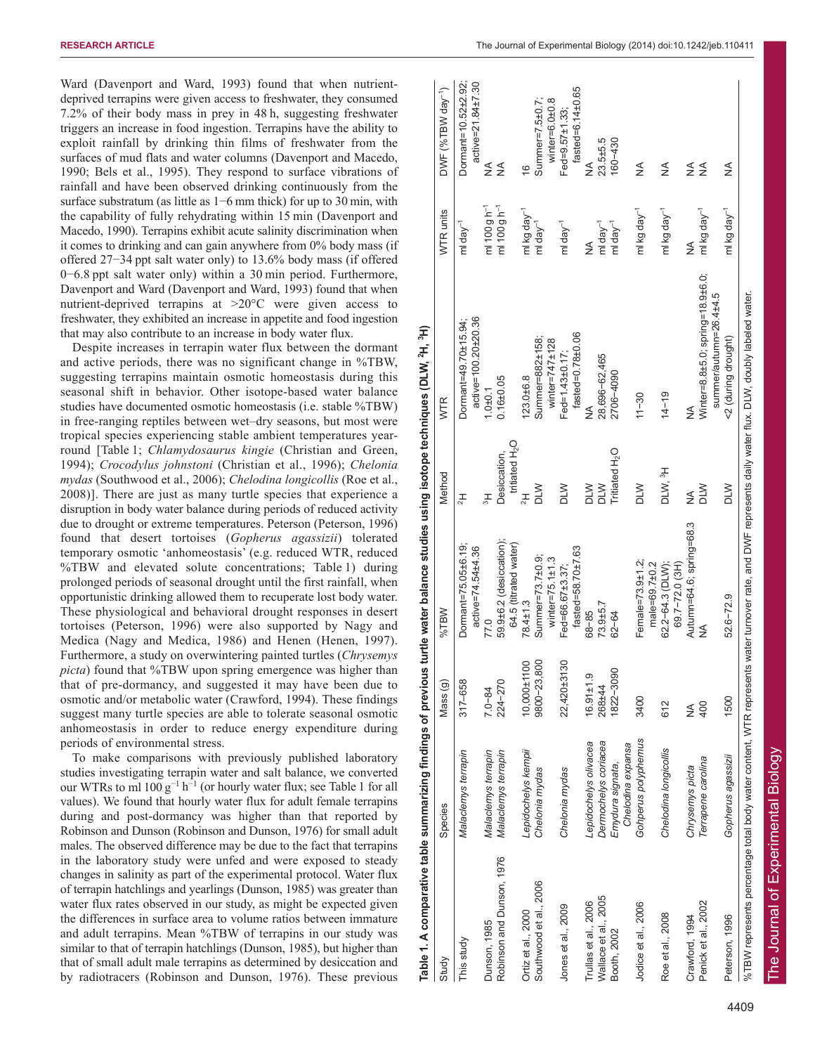Ward (Davenport and Ward, 1993) found that when nutrient-deprived terrapins were given access to freshwater, they consumed 7.2% of their body mass in prey in 48 h, suggesting freshwater triggers an increase in food ingestion. Terrapins have the ability to exploit rainfall by drinking thin films of freshwater from the surfaces of mud flats and water columns (Davenport and Macedo, 1990; Bels et al., 1995). They respond to surface vibrations of rainfall and have been observed drinking continuously from the surface substratum (as little as 1−6 mm thick) for up to 30 min, with the capability of fully rehydrating within 15 min (Davenport and Macedo, 1990). Terrapins exhibit acute salinity discrimination when it comes to drinking and can gain anywhere from 0% body mass (if offered 27−34 ppt salt water only) to 13.6% body mass (if offered 0−6.8 ppt salt water only) within a 30 min period. Furthermore, Davenport and Ward (Davenport and Ward, 1993) found that when nutrient-deprived terrapins at >20°C were given access to freshwater, they exhibited an increase in appetite and food ingestion that may also contribute to an increase in body water flux.

Despite increases in terrapin water flux between the dormant and active periods, there was no significant change in %TBW, suggesting terrapins maintain osmotic homeostasis during this seasonal shift in behavior. Other isotope-based water balance studies have documented osmotic homeostasis (i.e. stable %TBW) in free-ranging reptiles between wet–dry seasons, but most were tropical species experiencing stable ambient temperatures year-round [Table 1; *Chlamydosaurus kingie* (Christian and Green, 1994); *Crocodylus johnstoni* (Christian et al., 1996); *Chelonia mydas* (Southwood et al., 2006); *Chelodina longicollis* (Roe et al., 2008)]. There are just as many turtle species that experience a disruption in body water balance during periods of reduced activity due to drought or extreme temperatures. Peterson (Peterson, 1996) found that desert tortoises (*Gopherus agassizii*) tolerated temporary osmotic 'anhomeostasis' (e.g. reduced WTR, reduced %TBW and elevated solute concentrations; Table 1) during prolonged periods of seasonal drought until the first rainfall, when opportunistic drinking allowed them to recuperate lost body water. These physiological and behavioral drought responses in desert tortoises (Peterson, 1996) were also supported by Nagy and Medica (Nagy and Medica, 1986) and Henen (Henen, 1997). Furthermore, a study on overwintering painted turtles (*Chrysemys picta*) found that %TBW upon spring emergence was higher than that of pre-dormancy, and suggested it may have been due to osmotic and/or metabolic water (Crawford, 1994). These findings suggest many turtle species are able to tolerate seasonal osmotic anhomeostasis in order to reduce energy expenditure during periods of environmental stress.

To make comparisons with previously published laboratory studies investigating terrapin water and salt balance, we converted our WTRs to ml 100 g$^{-1}$ h$^{-1}$ (or hourly water flux; see Table 1 for all values). We found that hourly water flux for adult female terrapins during and post-dormancy was higher than that reported by Robinson and Dunson (Robinson and Dunson, 1976) for small adult males. The observed difference may be due to the fact that terrapins in the laboratory study were unfed and were exposed to steady changes in salinity as part of the experimental protocol. Water flux of terrapin hatchlings and yearlings (Dunson, 1985) was greater than water flux rates observed in our study, as might be expected given the differences in surface area to volume ratios between immature and adult terrapins. Mean %TBW of terrapins in our study was similar to that of terrapin hatchlings (Dunson, 1985), but higher than that of small adult male terrapins as determined by desiccation and by radiotracers (Robinson and Dunson, 1976). These previous

**Table 1. A comparative table summarizing findings of previous turtle water balance studies using isotope techniques (DLW, $^2$H, $^3$H)**

| Study | Species | Mass (g) | %TBW | Method | WTR | WTR units | DWF (%TBW day$^{-1}$) |
|---|---|---|---|---|---|---|---|
| This study | *Malaclemys terrapin* | 317–658 | Dormant=75.05±6.19; active=74.54±4.36 | $^2$H | Dormant=49.70±15.94; active=100.20±20.36 | ml day$^{-1}$ | Dormant=10.52±2.92; active=21.84±7.30 |
| Dunson, 1985 | *Malaclemys terrapin* | 7.0–84 | 77.0 | $^3$H | 1.0±0.1 | ml 100 g h$^{-1}$ | NA |
| Robinson and Dunson, 1976 | *Malaclemys terrapin* | 224–270 | 59.9±6.2 (desiccation); 64.5 (titrated water) | Desiccation, titrated $H_2O$ | 0.16±0.05 | ml 100 g h$^{-1}$ | NA |
| Ortiz et al., 2000 | *Lepidochelys kempii* | 10,000±1100 | 78.4±1.3 | $^2$H | 123.0±6.8 | ml kg day$^{-1}$ | 16 |
| Southwood et al., 2006 | *Chelonia mydas* | 9800–23,800 | Summer=73.7±0.9; winter=75.1±1.3 | DLW | Summer=882±158; winter=747±128 | ml day$^{-1}$ | Summer=7.5±0.7; winter=6.0±0.8 |
| Jones et al., 2009 | *Chelonia mydas* | 22,420±3130 | Fed=66.67±3.37; fasted=58.70±7.63 | DLW | Fed=1.43±0.17; fasted=0.78±0.06 | ml day$^{-1}$ | Fed=9.57±1.33; fasted=6.14±0.65 |
| Trullas et al., 2006 | *Lepidochelys olivacea* | 16.91±1.9 | 68–85 | DLW | NA | NA | NA |
| Wallace et al., 2005 | *Dermochelys coriacea* | 268±44 | 73.9±5.7 | DLW | 28,696–62,465 | ml day$^{-1}$ | 23.5±5.5 |
| Booth, 2002 | *Emydura signata, Chelodina expansa* | 1822–3090 | 62–64 | Tritiated $H_2O$ | 2706–4090 | ml day$^{-1}$ | 160–430 |
| Jodice et al., 2006 | *Gohperus polyphemus* | 3400 | Female=73.9±1.2; male=69.7±0.2 | DLW | 11–30 | ml kg day$^{-1}$ | NA |
| Roe et al., 2008 | *Chelodina longicollis* | 612 | 62.2–64.3 (DLW); 69.7–72.0 (3H) | DLW, $^3$H | 14–19 | ml kg day$^{-1}$ | NA |
| Crawford, 1994 | *Chrysemys picta* | NA | Autumn=64.6; spring=68.3 | NA | NA | NA | NA |
| Penick et al., 2002 | *Terrapene carolina* | 400 | NA | DLW | Winter=8.8±5.0; spring=18.9±6.0; summer/autumn=26.4±4.5 | ml kg day$^{-1}$ | NA |
| Peterson, 1996 | *Gopherus agassizii* | 1500 | 52.6–72.9 | DLW | <2 (during drought) | ml kg day$^{-1}$ | NA |

%TBW represents percentage total body water content, WTR represents water turnover rate, and DWF represents daily water flux. DLW, doubly labeled water.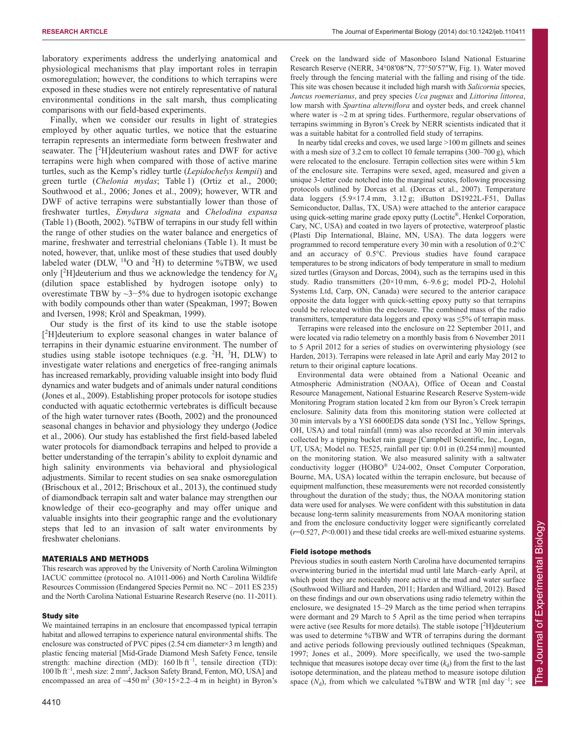laboratory experiments address the underlying anatomical and physiological mechanisms that play important roles in terrapin osmoregulation; however, the conditions to which terrapins were exposed in these studies were not entirely representative of natural environmental conditions in the salt marsh, thus complicating comparisons with our field-based experiments.

Finally, when we consider our results in light of strategies employed by other aquatic turtles, we notice that the estuarine terrapin represents an intermediate form between freshwater and seawater. The [$^2$H]deuterium washout rates and DWF for active terrapins were high when compared with those of active marine turtles, such as the Kemp's ridley turtle (*Lepidochelys kempii*) and green turtle (*Chelonia mydas*; Table 1) (Ortiz et al., 2000; Southwood et al., 2006; Jones et al., 2009); however, WTR and DWF of active terrapins were substantially lower than those of freshwater turtles, *Emydura signata* and *Chelodina expansa* (Table 1) (Booth, 2002). %TBW of terrapins in our study fell within the range of other studies on the water balance and energetics of marine, freshwater and terrestrial chelonians (Table 1). It must be noted, however, that, unlike most of these studies that used doubly labeled water (DLW, $^{18}$O and $^2$H) to determine %TBW, we used only [$^2$H]deuterium and thus we acknowledge the tendency for $N_d$ (dilution space established by hydrogen isotope only) to overestimate TBW by ~3−5% due to hydrogen isotopic exchange with bodily compounds other than water (Speakman, 1997; Bowen and Iversen, 1998; Król and Speakman, 1999).

Our study is the first of its kind to use the stable isotope [$^2$H]deuterium to explore seasonal changes in water balance of terrapins in their dynamic estuarine environment. The number of studies using stable isotope techniques (e.g. $^2$H, $^3$H, DLW) to investigate water relations and energetics of free-ranging animals has increased remarkably, providing valuable insight into body fluid dynamics and water budgets and of animals under natural conditions (Jones et al., 2009). Establishing proper protocols for isotope studies conducted with aquatic ectothermic vertebrates is difficult because of the high water turnover rates (Booth, 2002) and the pronounced seasonal changes in behavior and physiology they undergo (Jodice et al., 2006). Our study has established the first field-based labeled water protocols for diamondback terrapins and helped to provide a better understanding of the terrapin's ability to exploit dynamic and high salinity environments via behavioral and physiological adjustments. Similar to recent studies on sea snake osmoregulation (Brischoux et al., 2012; Brischoux et al., 2013), the continued study of diamondback terrapin salt and water balance may strengthen our knowledge of their eco-geography and may offer unique and valuable insights into their geographic range and the evolutionary steps that led to an invasion of salt water environments by freshwater chelonians.

## MATERIALS AND METHODS

This research was approved by the University of North Carolina Wilmington IACUC committee (protocol no. A1011-006) and North Carolina Wildlife Resources Commission (Endangered Species Permit no. NC – 2011 ES 235) and the North Carolina National Estuarine Research Reserve (no. 11-2011).

### Study site

We maintained terrapins in an enclosure that encompassed typical terrapin habitat and allowed terrapins to experience natural environmental shifts. The enclosure was constructed of PVC pipes (2.54 cm diameter×3 m length) and plastic fencing material [Mid-Grade Diamond Mesh Safety Fence, tensile strength: machine direction (MD): 160 lb ft$^{-1}$, tensile direction (TD): 100 lb ft$^{-1}$, mesh size: 2 mm$^2$, Jackson Safety Brand, Fenton, MO, USA] and encompassed an area of ~450 m$^2$ (30×15×2.2–4 m in height) in Byron's Creek on the landward side of Masonboro Island National Estuarine Research Reserve (NERR, 34°08′08″N, 77°50′57″W, Fig. 1). Water moved freely through the fencing material with the falling and rising of the tide. This site was chosen because it included high marsh with *Salicornia* species, *Juncus roemerianus*, and prey species *Uca pugnax* and *Littorina littorea*, low marsh with *Spartina alterniflora* and oyster beds, and creek channel where water is ~2 m at spring tides. Furthermore, regular observations of terrapins swimming in Byron's Creek by NERR scientists indicated that it was a suitable habitat for a controlled field study of terrapins.

In nearby tidal creeks and coves, we used large >100 m gillnets and seines with a mesh size of 3.2 cm to collect 10 female terrapins (300–700 g), which were relocated to the enclosure. Terrapin collection sites were within 5 km of the enclosure site. Terrapins were sexed, aged, measured and given a unique 3-letter code notched into the marginal scutes, following processing protocols outlined by Dorcas et al. (Dorcas et al., 2007). Temperature data loggers (5.9×17.4 mm, 3.12 g; iButton DS1922L-F51, Dallas Semiconductor, Dallas, TX, USA) were attached to the anterior carapace using quick-setting marine grade epoxy putty (Loctite®, Henkel Corporation, Cary, NC, USA) and coated in two layers of protective, waterproof plastic (Plasti Dip International, Blaine, MN, USA). The data loggers were programmed to record temperature every 30 min with a resolution of 0.2°C and an accuracy of 0.5°C. Previous studies have found carapace temperatures to be strong indicators of body temperature in small to medium sized turtles (Grayson and Dorcas, 2004), such as the terrapins used in this study. Radio transmitters (20×10 mm, 6–9.6 g; model PD-2, Holohil Systems Ltd, Carp, ON, Canada) were secured to the anterior carapace opposite the data logger with quick-setting epoxy putty so that terrapins could be relocated within the enclosure. The combined mass of the radio transmitters, temperature data loggers and epoxy was ≤5% of terrapin mass.

Terrapins were released into the enclosure on 22 September 2011, and were located via radio telemetry on a monthly basis from 6 November 2011 to 5 April 2012 for a series of studies on overwintering physiology (see Harden, 2013). Terrapins were released in late April and early May 2012 to return to their original capture locations.

Environmental data were obtained from a National Oceanic and Atmospheric Administration (NOAA), Office of Ocean and Coastal Resource Management, National Estuarine Research Reserve System-wide Monitoring Program station located 2 km from our Byron's Creek terrapin enclosure. Salinity data from this monitoring station were collected at 30 min intervals by a YSI 6600EDS data sonde (YSI Inc., Yellow Springs, OH, USA) and total rainfall (mm) was also recorded at 30 min intervals collected by a tipping bucket rain gauge [Campbell Scientific, Inc., Logan, UT, USA; Model no. TE525, rainfall per tip: 0.01 in (0.254 mm)] mounted on the monitoring station. We also measured salinity with a saltwater conductivity logger (HOBO® U24-002, Onset Computer Corporation, Bourne, MA, USA) located within the terrapin enclosure, but because of equipment malfunction, these measurements were not recorded consistently throughout the duration of the study; thus, the NOAA monitoring station data were used for analyses. We were confident with this substitution in data because long-term salinity measurements from NOAA monitoring station and from the enclosure conductivity logger were significantly correlated ($r$=0.527, $P$<0.001) and these tidal creeks are well-mixed estuarine systems.

### Field isotope methods

Previous studies in south eastern North Carolina have documented terrapins overwintering buried in the intertidal mud until late March–early April, at which point they are noticeably more active at the mud and water surface (Southwood Williard and Harden, 2011; Harden and Williard, 2012). Based on these findings and our own observations using radio telemetry within the enclosure, we designated 15–29 March as the time period when terrapins were dormant and 29 March to 5 April as the time period when terrapins were active (see Results for more details). The stable isotope [$^2$H]deuterium was used to determine %TBW and WTR of terrapins during the dormant and active periods following previously outlined techniques (Speakman, 1997; Jones et al., 2009). More specifically, we used the two-sample technique that measures isotope decay over time ($k_d$) from the first to the last isotope determination, and the plateau method to measure isotope dilution space ($N_d$), from which we calculated %TBW and WTR [ml day$^{-1}$; see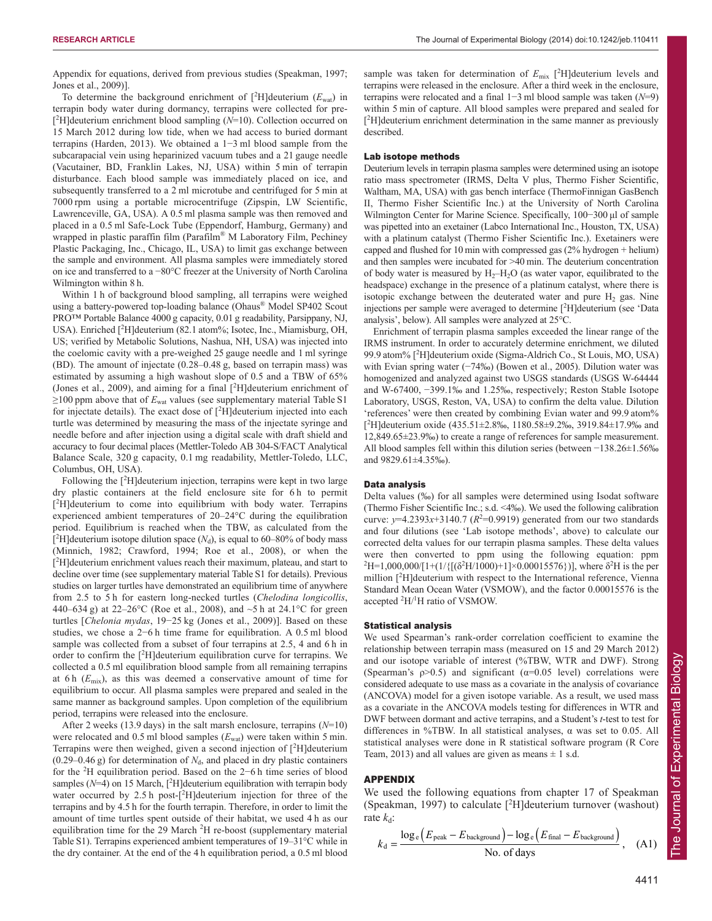Appendix for equations, derived from previous studies (Speakman, 1997; Jones et al., 2009)].

To determine the background enrichment of [$^2$H]deuterium ($E_{wat}$) in terrapin body water during dormancy, terrapins were collected for pre-[$^2$H]deuterium enrichment blood sampling ($N$=10). Collection occurred on 15 March 2012 during low tide, when we had access to buried dormant terrapins (Harden, 2013). We obtained a 1−3 ml blood sample from the subcarapacial vein using heparinized vacuum tubes and a 21 gauge needle (Vacutainer, BD, Franklin Lakes, NJ, USA) within 5 min of terrapin disturbance. Each blood sample was immediately placed on ice, and subsequently transferred to a 2 ml microtube and centrifuged for 5 min at 7000 rpm using a portable microcentrifuge (Zipspin, LW Scientific, Lawrenceville, GA, USA). A 0.5 ml plasma sample was then removed and placed in a 0.5 ml Safe-Lock Tube (Eppendorf, Hamburg, Germany) and wrapped in plastic paraffin film (Parafilm® M Laboratory Film, Pechiney Plastic Packaging, Inc., Chicago, IL, USA) to limit gas exchange between the sample and environment. All plasma samples were immediately stored on ice and transferred to a −80°C freezer at the University of North Carolina Wilmington within 8 h.

Within 1 h of background blood sampling, all terrapins were weighed using a battery-powered top-loading balance (Ohaus® Model SP402 Scout PRO™ Portable Balance 4000 g capacity, 0.01 g readability, Parsippany, NJ, USA). Enriched [$^2$H]deuterium (82.1 atom%; Isotec, Inc., Miamisburg, OH, US; verified by Metabolic Solutions, Nashua, NH, USA) was injected into the coelomic cavity with a pre-weighed 25 gauge needle and 1 ml syringe (BD). The amount of injectate (0.28–0.48 g, based on terrapin mass) was estimated by assuming a high washout slope of 0.5 and a TBW of 65% (Jones et al., 2009), and aiming for a final [$^2$H]deuterium enrichment of ≥100 ppm above that of $E_{wat}$ values (see supplementary material Table S1 for injectate details). The exact dose of [$^2$H]deuterium injected into each turtle was determined by measuring the mass of the injectate syringe and needle before and after injection using a digital scale with draft shield and accuracy to four decimal places (Mettler-Toledo AB 304-S/FACT Analytical Balance Scale, 320 g capacity, 0.1 mg readability, Mettler-Toledo, LLC, Columbus, OH, USA).

Following the [$^2$H]deuterium injection, terrapins were kept in two large dry plastic containers at the field enclosure site for 6 h to permit [$^2$H]deuterium to come into equilibrium with body water. Terrapins experienced ambient temperatures of 20–24°C during the equilibration period. Equilibrium is reached when the TBW, as calculated from the [$^2$H]deuterium isotope dilution space ($N_d$), is equal to 60–80% of body mass (Minnich, 1982; Crawford, 1994; Roe et al., 2008), or when the [$^2$H]deuterium enrichment values reach their maximum, plateau, and start to decline over time (see supplementary material Table S1 for details). Previous studies on larger turtles have demonstrated an equilibrium time anywhere from 2.5 to 5 h for eastern long-necked turtles (*Chelodina longicollis*, 440–634 g) at 22–26°C (Roe et al., 2008), and ~5 h at 24.1°C for green turtles [*Chelonia mydas*, 19−25 kg (Jones et al., 2009)]. Based on these studies, we chose a 2−6 h time frame for equilibration. A 0.5 ml blood sample was collected from a subset of four terrapins at 2.5, 4 and 6 h in order to confirm the [$^2$H]deuterium equilibration curve for terrapins. We collected a 0.5 ml equilibration blood sample from all remaining terrapins at 6 h ($E_{mix}$), as this was deemed a conservative amount of time for equilibrium to occur. All plasma samples were prepared and sealed in the same manner as background samples. Upon completion of the equilibrium period, terrapins were released into the enclosure.

After 2 weeks (13.9 days) in the salt marsh enclosure, terrapins ($N$=10) were relocated and 0.5 ml blood samples ($E_{wat}$) were taken within 5 min. Terrapins were then weighed, given a second injection of [$^2$H]deuterium (0.29–0.46 g) for determination of $N_d$, and placed in dry plastic containers for the $^2$H equilibration period. Based on the 2−6 h time series of blood samples ($N$=4) on 15 March, [$^2$H]deuterium equilibration with terrapin body water occurred by 2.5 h post-[$^2$H]deuterium injection for three of the terrapins and by 4.5 h for the fourth terrapin. Therefore, in order to limit the amount of time turtles spent outside of their habitat, we used 4 h as our equilibration time for the 29 March $^2$H re-boost (supplementary material Table S1). Terrapins experienced ambient temperatures of 19–31°C while in the dry container. At the end of the 4 h equilibration period, a 0.5 ml blood sample was taken for determination of $E_{mix}$ [$^2$H]deuterium levels and terrapins were released in the enclosure. After a third week in the enclosure, terrapins were relocated and a final 1−3 ml blood sample was taken ($N$=9) within 5 min of capture. All blood samples were prepared and sealed for [$^2$H]deuterium enrichment determination in the same manner as previously described.

### Lab isotope methods

Deuterium levels in terrapin plasma samples were determined using an isotope ratio mass spectrometer (IRMS, Delta V plus, Thermo Fisher Scientific, Waltham, MA, USA) with gas bench interface (ThermoFinnigan GasBench II, Thermo Fisher Scientific Inc.) at the University of North Carolina Wilmington Center for Marine Science. Specifically, 100−300 µl of sample was pipetted into an exetainer (Labco International Inc., Houston, TX, USA) with a platinum catalyst (Thermo Fisher Scientific Inc.). Exetainers were capped and flushed for 10 min with compressed gas (2% hydrogen + helium) and then samples were incubated for >40 min. The deuterium concentration of body water is measured by $H_2$–$H_2O$ (as water vapor, equilibrated to the headspace) exchange in the presence of a platinum catalyst, where there is isotopic exchange between the deuterated water and pure $H_2$ gas. Nine injections per sample were averaged to determine [$^2$H]deuterium (see 'Data analysis', below). All samples were analyzed at 25°C.

Enrichment of terrapin plasma samples exceeded the linear range of the IRMS instrument. In order to accurately determine enrichment, we diluted 99.9 atom% [$^2$H]deuterium oxide (Sigma-Aldrich Co., St Louis, MO, USA) with Evian spring water (−74‰) (Bowen et al., 2005). Dilution water was homogenized and analyzed against two USGS standards (USGS W-64444 and W-67400, −399.1‰ and 1.25‰, respectively; Reston Stable Isotope Laboratory, USGS, Reston, VA, USA) to confirm the delta value. Dilution 'references' were then created by combining Evian water and 99.9 atom% [$^2$H]deuterium oxide (435.51±2.8‰, 1180.58±9.2‰, 3919.84±17.9‰ and 12,849.65±23.9‰) to create a range of references for sample measurement. All blood samples fell within this dilution series (between −138.26±1.56‰ and 9829.61±4.35‰).

### Data analysis

Delta values (‰) for all samples were determined using Isodat software (Thermo Fisher Scientific Inc.; s.d. <4‰). We used the following calibration curve: $y$=4.2393$x$+3140.7 ($R^2$=0.9919) generated from our two standards and four dilutions (see 'Lab isotope methods', above) to calculate our corrected delta values for our terrapin plasma samples. These delta values were then converted to ppm using the following equation: ppm $^2\text{H}=1{,}000{,}000/[1+(1/\{[(\delta^2\text{H}/1000)+1]\times 0.00015576\})]$, where $\delta^2$H is the per million [$^2$H]deuterium with respect to the International reference, Vienna Standard Mean Ocean Water (VSMOW), and the factor 0.00015576 is the accepted $^2$H/$^1$H ratio of VSMOW.

### Statistical analysis

We used Spearman's rank-order correlation coefficient to examine the relationship between terrapin mass (measured on 15 and 29 March 2012) and our isotope variable of interest (%TBW, WTR and DWF). Strong (Spearman's ρ>0.5) and significant (α=0.05 level) correlations were considered adequate to use mass as a covariate in the analysis of covariance (ANCOVA) model for a given isotope variable. As a result, we used mass as a covariate in the ANCOVA models testing for differences in WTR and DWF between dormant and active terrapins, and a Student's $t$-test to test for differences in %TBW. In all statistical analyses, α was set to 0.05. All statistical analyses were done in R statistical software program (R Core Team, 2013) and all values are given as means ± 1 s.d.

## APPENDIX

We used the following equations from chapter 17 of Speakman (Speakman, 1997) to calculate [$^2$H]deuterium turnover (washout) rate $k_d$:

$$k_d = \frac{\log_e\left(E_{\text{peak}} - E_{\text{background}}\right) - \log_e\left(E_{\text{final}} - E_{\text{background}}\right)}{\text{No. of days}}, \quad \text{(A1)}$$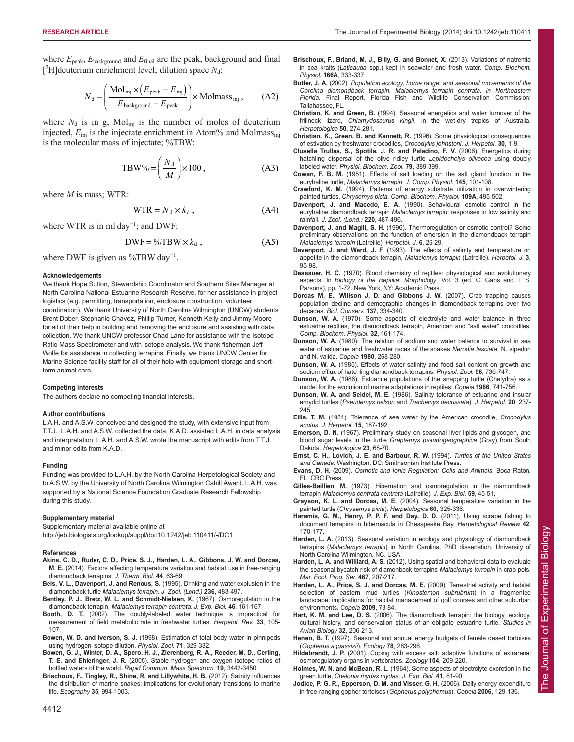where $E_{peak}$, $E_{background}$ and $E_{final}$ are the peak, background and final [$^2$H]deuterium enrichment level; dilution space $N_d$:

$$N_d = \left( \frac{\text{Mol}_{inj} \times \left(E_{peak} - E_{inj}\right)}{E_{background} - E_{peak}} \right) \times \text{Molmass}_{inj}, \quad \text{(A2)}$$

where $N_d$ is in g, $\text{Mol}_{inj}$ is the number of moles of deuterium injected, $E_{inj}$ is the injectate enrichment in Atom% and $\text{Molmass}_{inj}$ is the molecular mass of injectate; %TBW:

$$\text{TBW\%} = \left( \frac{N_d}{M} \right) \times 100, \quad \text{(A3)}$$

where $M$ is mass; WTR:

$$\text{WTR} = N_d \times k_d, \quad \text{(A4)}$$

where WTR is in ml day$^{-1}$; and DWF:

$$\text{DWF} = \text{\%TBW} \times k_d, \quad \text{(A5)}$$

where DWF is given as %TBW day$^{-1}$.

#### Acknowledgements

We thank Hope Sutton, Stewardship Coordinator and Southern Sites Manager at North Carolina National Estuarine Research Reserve, for her assistance in project logistics (e.g. permitting, transportation, enclosure construction, volunteer coordination). We thank University of North Carolina Wilmington (UNCW) students Brent Dober, Stephanie Chavez, Phillip Turner, Kenneth Kelly and Jimmy Moore for all of their help in building and removing the enclosure and assisting with data collection. We thank UNCW professor Chad Lane for assistance with the Isotope Ratio Mass Spectrometer and with isotope analysis. We thank fisherman Jeff Wolfe for assistance in collecting terrapins. Finally, we thank UNCW Center for Marine Science facility staff for all of their help with equipment storage and short-term animal care.

#### Competing interests

The authors declare no competing financial interests.

#### Author contributions

L.A.H. and A.S.W. conceived and designed the study, with extensive input from T.T.J. L.A.H. and A.S.W. collected the data, K.A.D. assisted L.A.H. in data analysis and interpretation. L.A.H. and A.S.W. wrote the manuscript with edits from T.T.J. and minor edits from K.A.D.

#### Funding

Funding was provided to L.A.H. by the North Carolina Herpetological Society and to A.S.W. by the University of North Carolina Wilmington Cahill Award. L.A.H. was supported by a National Science Foundation Graduate Research Fellowship during this study.

#### Supplementary material

Supplementary material available online at
http://jeb.biologists.org/lookup/suppl/doi:10.1242/jeb.110411/-/DC1

#### References

**Akins, C. D., Ruder, C. D., Price, S. J., Harden, L. A., Gibbons, J. W. and Dorcas, M. E.** (2014). Factors affecting temperature variation and habitat use in free-ranging diamondback terrapins. *J. Therm. Biol.* **44**, 63-69.

**Bels, V. L., Davenport, J. and Renous, S.** (1995). Drinking and water explusion in the diamondback turtle *Malaclemys terrapin*. *J. Zool. (Lond.)* **236**, 483-497.

**Bentley, P. J., Bretz, W. L. and Schmidt-Nielsen, K.** (1967). Osmoregulation in the diamondback terrapin, *Malaclemys terrapin centrata*. *J. Exp. Biol.* **46**, 161-167.

**Booth, D. T.** (2002). The doubly-labeled water technique is impractical for measurement of field metabolic rate in freshwater turtles. *Herpetol. Rev.* **33**, 105-107.

**Bowen, W. D. and Iverson, S. J.** (1998). Estimation of total body water in pinnipeds using hydrogen-isotope dilution. *Physiol. Zool.* **71**, 329-332.

**Bowen, G. J., Winter, D. A., Spero, H. J., Zierenberg, R. A., Reeder, M. D., Cerling, T. E. and Ehleringer, J. R.** (2005). Stable hydrogen and oxygen isotope ratios of bottled waters of the world. *Rapid Commun. Mass Spectrom.* **19**, 3442-3450.

**Brischoux, F., Tingley, R., Shine, R. and Lillywhite, H. B.** (2012). Salinity influences the distribution of marine snakes: implications for evolutionary transitions to marine life. *Ecography* **35**, 994-1003.

**Brischoux, F., Briand, M. J., Billy, G. and Bonnet, X.** (2013). Variations of natremia in sea kraits (*Laticauda* spp.) kept in seawater and fresh water. *Comp. Biochem. Physiol.* **166A**, 333-337.

**Butler, J. A.** (2002). *Population ecology, home range, and seasonal movements of the Carolina diamondback terrapin, Malaclemys terrapin centrata, in Northeastern Florida*. Final Report. Florida Fish and Wildlife Conservation Commission: Tallahassee, FL.

**Christian, K. and Green, B.** (1994). Seasonal energetics and water turnover of the frillneck lizard, *Chlamydosaurus kingii*, in the wet-dry tropics of Australia. *Herpetologica* **50**, 274-281.

**Christian, K., Green, B. and Kennett, R.** (1996). Some physiological consequences of estivation by freshwater crocodiles, *Crocodylus johnstoni*. *J. Herpetol.* **30**, 1-9.

**Clusella Trullas, S., Spotila, J. R. and Paladino, F. V.** (2006). Energetics during hatchling dispersal of the olive ridley turtle *Lepidochelys olivacea* using doubly labeled water. *Physiol. Biochem. Zool.* **79**, 389-399.

**Cowan, F. B. M.** (1981). Effects of salt loading on the salt gland function in the euryhaline turtle, *Malaclemys terrapin*. *J. Comp. Physiol.* **145**, 101-108.

**Crawford, K. M.** (1994). Patterns of energy substrate utilization in overwintering painted turtles, *Chrysemys picta*. *Comp. Biochem. Physiol.* **109A**, 495-502.

**Davenport, J. and Macedo, E. A.** (1990). Behavioural osmotic control in the euryhaline diamondback terrapin *Malaclemys terrapin*: responses to low salinity and rainfall. *J. Zool. (Lond.)* **220**, 487-496.

**Davenport, J. and Magill, S. H.** (1996). Thermoregulation or osmotic control? Some preliminary observations on the function of emersion in the diamondback terrapin *Malaclemys terrapin* (Latreille). *Herpetol. J.* **6**, 26-29.

**Davenport, J. and Ward, J. F.** (1993). The effects of salinity and temperature on appetite in the diamondback terrapin, *Malaclemys terrapin* (Latreille). *Herpetol. J.* **3**, 95-98.

**Dessauer, H. C.** (1970). Blood chemistry of reptiles: physiological and evolutionary aspects. In *Biology of the Reptilia*: *Morphology*, Vol. 3 (ed. C. Gans and T. S. Parsons), pp. 1-72. New York, NY: Academic Press.

**Dorcas M. E., Willson J. D. and Gibbons J. W.** (2007). Crab trapping causes population decline and demographic changes in diamondback terrapins over two decades. *Biol. Conserv.* **137**, 334-340.

**Dunson, W. A.** (1970). Some aspects of electrolyte and water balance in three estuarine reptiles, the diamondback terrapin, American and "salt water" crocodiles. *Comp. Biochem. Physiol.* **32**, 161-174.

**Dunson, W. A.** (1980). The relation of sodium and water balance to survival in sea water of estuarine and freshwater races of the snakes *Nerodia fasciata*, N. sipedon and N. valida. *Copeia* **1980**, 268-280.

**Dunson, W. A.** (1985). Effects of water salinity and food salt content on growth and sodium efflux of hatchling diamondback terrapins. *Physiol. Zool.* **58**, 736-747.

**Dunson, W. A.** (1986). Estuarine populations of the snapping turtle (Chelydra) as a model for the evolution of marine adaptations in reptiles. *Copeia* **1986**, 741-756.

**Dunson, W. A. and Seidel, M. E.** (1986). Salinity tolerance of estuarine and insular emydid turtles (*Pseudemys nelson* and *Trachemys decussata*). *J. Herpetol.* **20**, 237-245.

**Ellis, T. M.** (1981). Tolerance of sea water by the American crocodile, *Crocodylus acutus*. *J. Herpetol.* **15**, 187-192.

**Emerson, D. N.** (1967). Preliminary study on seasonal liver lipids and glycogen, and blood sugar levels in the turtle *Graptemys pseudogeographica* (Gray) from South Dakota. *Herpetologica* **23**, 68-70.

**Ernst, C. H., Lovich, J. E. and Barbour, R. W.** (1994). *Turtles of the United States and Canada*. Washington, DC: Smithsonian Institute Press.

**Evans, D. H.** (2009). *Osmotic and Ionic Regulation: Cells and Animals*. Boca Raton, FL: CRC Press.

**Gilles-Baillien, M.** (1973). Hibernation and osmoregulation in the diamondback terrapin *Malaclemys centrata centrata* (Latreille). *J. Exp. Biol.* **59**, 45-51.

**Grayson, K. L. and Dorcas, M. E.** (2004). Seasonal temperature variation in the painted turtle (*Chrysemys picta*). *Herpetologica* **60**, 325-336.

**Haramis, G. M., Henry, P. P. F. and Day, D. D.** (2011). Using scrape fishing to document terrapins in hibernacula in Chesapeake Bay. *Herpetological Review* **42**, 170-177.

**Harden, L. A.** (2013). Seasonal variation in ecology and physiology of diamondback terrapins (*Malaclemys terrapin*) in North Carolina. PhD dissertation, University of North Carolina Wilmington, NC, USA.

**Harden, L. A. and Williard, A. S.** (2012). Using spatial and behavioral data to evaluate the seasonal bycatch risk of diamondback terrapins *Malaclemys terrapin* in crab pots. *Mar. Ecol. Prog. Ser.* **467**, 207-217.

**Harden, L. A., Price, S. J. and Dorcas, M. E.** (2009). Terrestrial activity and habitat selection of eastern mud turtles (*Kinosternon subrubrum*) in a fragmented landscape: implications for habitat management of golf courses and other suburban environments. *Copeia* **2009**, 78-84.

**Hart, K. M. and Lee, D. S.** (2006). The diamondback terrapin: the biology, ecology, cultural history, and conservation status of an obligate estuarine turtle. *Studies in Avian Biology* **32**, 206-213.

**Henen, B. T.** (1997). Seasonal and annual energy budgets of female desert tortoises (*Gopherus aggassizii*). *Ecology* **78**, 283-296.

**Hildebrandt, J. P.** (2001). Coping with excess salt: adaptive functions of extrarenal osmoregulatory organs in vertebrates. *Zoology* **104**, 209-220.

**Holmes, W. N. and McBean, R. L.** (1964). Some aspects of electrolyte excretion in the green turtle, *Chelonia mydas mydas*. *J. Exp. Biol.* **41**, 81-90.

**Jodice, P. G. R., Epperson, D. M. and Visser, G. H.** (2006). Daily energy expenditure in free-ranging gopher tortoises (*Gopherus polyphemus*). *Copeia* **2006**, 129-136.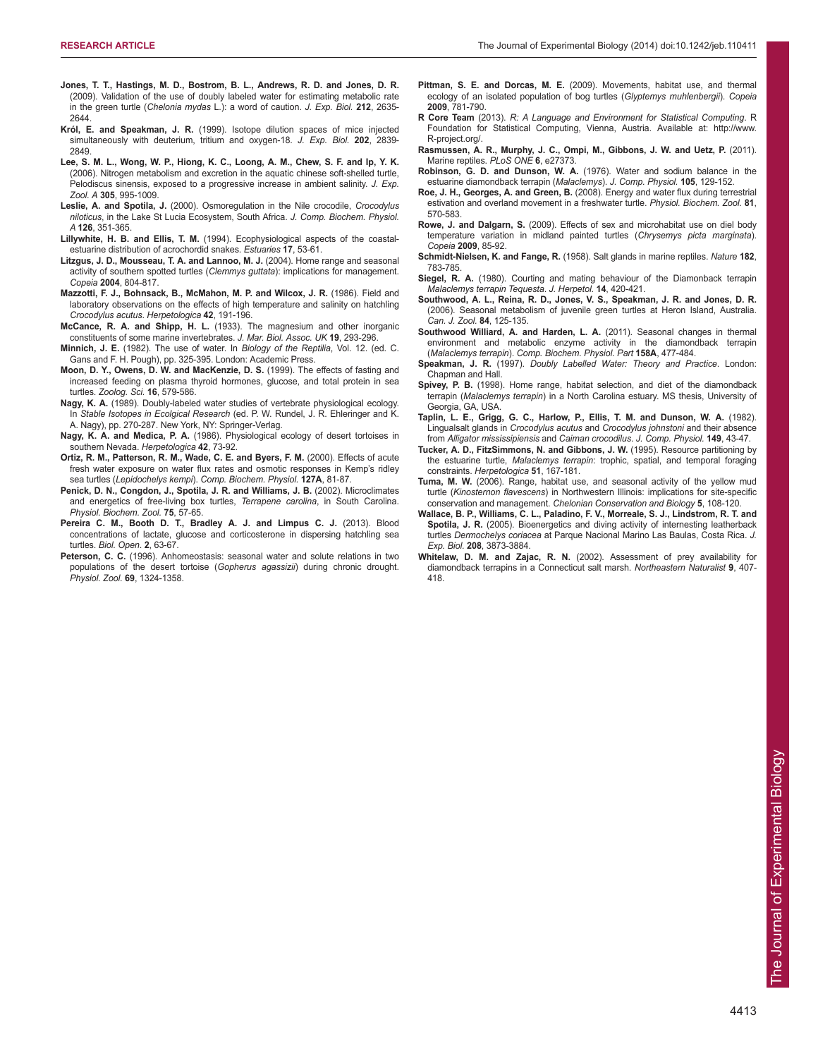**Jones, T. T., Hastings, M. D., Bostrom, B. L., Andrews, R. D. and Jones, D. R.** (2009). Validation of the use of doubly labeled water for estimating metabolic rate in the green turtle (*Chelonia mydas* L.): a word of caution. *J. Exp. Biol.* **212**, 2635-2644.

**Król, E. and Speakman, J. R.** (1999). Isotope dilution spaces of mice injected simultaneously with deuterium, tritium and oxygen-18. *J. Exp. Biol.* **202**, 2839-2849.

**Lee, S. M. L., Wong, W. P., Hiong, K. C., Loong, A. M., Chew, S. F. and Ip, Y. K.** (2006). Nitrogen metabolism and excretion in the aquatic chinese soft-shelled turtle, Pelodiscus sinensis, exposed to a progressive increase in ambient salinity. *J. Exp. Zool. A* **305**, 995-1009.

**Leslie, A. and Spotila, J.** (2000). Osmoregulation in the Nile crocodile, *Crocodylus niloticus*, in the Lake St Lucia Ecosystem, South Africa. *J. Comp. Biochem. Physiol. A* **126**, 351-365.

**Lillywhite, H. B. and Ellis, T. M.** (1994). Ecophysiological aspects of the coastal-estuarine distribution of acrochordid snakes. *Estuaries* **17**, 53-61.

**Litzgus, J. D., Mousseau, T. A. and Lannoo, M. J.** (2004). Home range and seasonal activity of southern spotted turtles (*Clemmys guttata*): implications for management. *Copeia* **2004**, 804-817.

**Mazzotti, F. J., Bohnsack, B., McMahon, M. P. and Wilcox, J. R.** (1986). Field and laboratory observations on the effects of high temperature and salinity on hatchling *Crocodylus acutus*. *Herpetologica* **42**, 191-196.

**McCance, R. A. and Shipp, H. L.** (1933). The magnesium and other inorganic constituents of some marine invertebrates. *J. Mar. Biol. Assoc. UK* **19**, 293-296.

**Minnich, J. E.** (1982). The use of water. In *Biology of the Reptilia*, Vol. 12. (ed. C. Gans and F. H. Pough), pp. 325-395. London: Academic Press.

**Moon, D. Y., Owens, D. W. and MacKenzie, D. S.** (1999). The effects of fasting and increased feeding on plasma thyroid hormones, glucose, and total protein in sea turtles. *Zoolog. Sci.* **16**, 579-586.

**Nagy, K. A.** (1989). Doubly-labeled water studies of vertebrate physiological ecology. In *Stable Isotopes in Ecolgical Research* (ed. P. W. Rundel, J. R. Ehleringer and K. A. Nagy), pp. 270-287. New York, NY: Springer-Verlag.

**Nagy, K. A. and Medica, P. A.** (1986). Physiological ecology of desert tortoises in southern Nevada. *Herpetologica* **42**, 73-92.

**Ortiz, R. M., Patterson, R. M., Wade, C. E. and Byers, F. M.** (2000). Effects of acute fresh water exposure on water flux rates and osmotic responses in Kemp's ridley sea turtles (*Lepidochelys kempi*). *Comp. Biochem. Physiol.* **127A**, 81-87.

**Penick, D. N., Congdon, J., Spotila, J. R. and Williams, J. B.** (2002). Microclimates and energetics of free-living box turtles, *Terrapene carolina*, in South Carolina. *Physiol. Biochem. Zool.* **75**, 57-65.

**Pereira C. M., Booth D. T., Bradley A. J. and Limpus C. J.** (2013). Blood concentrations of lactate, glucose and corticosterone in dispersing hatchling sea turtles. *Biol. Open*. **2**, 63-67.

**Peterson, C. C.** (1996). Anhomeostasis: seasonal water and solute relations in two populations of the desert tortoise (*Gopherus agassizii*) during chronic drought. *Physiol. Zool.* **69**, 1324-1358.

**Pittman, S. E. and Dorcas, M. E.** (2009). Movements, habitat use, and thermal ecology of an isolated population of bog turtles (*Glyptemys muhlenbergii*). *Copeia* **2009**, 781-790.

**R Core Team** (2013). *R: A Language and Environment for Statistical Computing*. R Foundation for Statistical Computing, Vienna, Austria. Available at: http://www.R-project.org/.

**Rasmussen, A. R., Murphy, J. C., Ompi, M., Gibbons, J. W. and Uetz, P.** (2011). Marine reptiles. *PLoS ONE* **6**, e27373.

**Robinson, G. D. and Dunson, W. A.** (1976). Water and sodium balance in the estuarine diamondback terrapin (*Malaclemys*). *J. Comp. Physiol.* **105**, 129-152.

**Roe, J. H., Georges, A. and Green, B.** (2008). Energy and water flux during terrestrial estivation and overland movement in a freshwater turtle. *Physiol. Biochem. Zool.* **81**, 570-583.

**Rowe, J. and Dalgarn, S.** (2009). Effects of sex and microhabitat use on diel body temperature variation in midland painted turtles (*Chrysemys picta marginata*). *Copeia* **2009**, 85-92.

**Schmidt-Nielsen, K. and Fange, R.** (1958). Salt glands in marine reptiles. *Nature* **182**, 783-785.

**Siegel, R. A.** (1980). Courting and mating behaviour of the Diamonback terrapin *Malaclemys terrapin Tequesta*. *J. Herpetol.* **14**, 420-421.

**Southwood, A. L., Reina, R. D., Jones, V. S., Speakman, J. R. and Jones, D. R.** (2006). Seasonal metabolism of juvenile green turtles at Heron Island, Australia. *Can. J. Zool.* **84**, 125-135.

**Southwood Williard, A. and Harden, L. A.** (2011). Seasonal changes in thermal environment and metabolic enzyme activity in the diamondback terrapin (*Malaclemys terrapin*). *Comp. Biochem. Physiol. Part* **158A**, 477-484.

**Speakman, J. R.** (1997). *Doubly Labelled Water: Theory and Practice*. London: Chapman and Hall.

**Spivey, P. B.** (1998). Home range, habitat selection, and diet of the diamondback terrapin (*Malaclemys terrapin*) in a North Carolina estuary. MS thesis, University of Georgia, GA, USA.

**Taplin, L. E., Grigg, G. C., Harlow, P., Ellis, T. M. and Dunson, W. A.** (1982). Lingualsalt glands in *Crocodylus acutus* and *Crocodylus johnstoni* and their absence from *Alligator mississipiensis* and *Caiman crocodilus*. *J. Comp. Physiol.* **149**, 43-47.

**Tucker, A. D., FitzSimmons, N. and Gibbons, J. W.** (1995). Resource partitioning by the estuarine turtle, *Malaclemys terrapin*: trophic, spatial, and temporal foraging constraints. *Herpetologica* **51**, 167-181.

**Tuma, M. W.** (2006). Range, habitat use, and seasonal activity of the yellow mud turtle (*Kinosternon flavescens*) in Northwestern Illinois: implications for site-specific conservation and management. *Chelonian Conservation and Biology* **5**, 108-120.

**Wallace, B. P., Williams, C. L., Paladino, F. V., Morreale, S. J., Lindstrom, R. T. and Spotila, J. R.** (2005). Bioenergetics and diving activity of internesting leatherback turtles *Dermochelys coriacea* at Parque Nacional Marino Las Baulas, Costa Rica. *J. Exp. Biol.* **208**, 3873-3884.

**Whitelaw, D. M. and Zajac, R. N.** (2002). Assessment of prey availability for diamondback terrapins in a Connecticut salt marsh. *Northeastern Naturalist* **9**, 407-418.